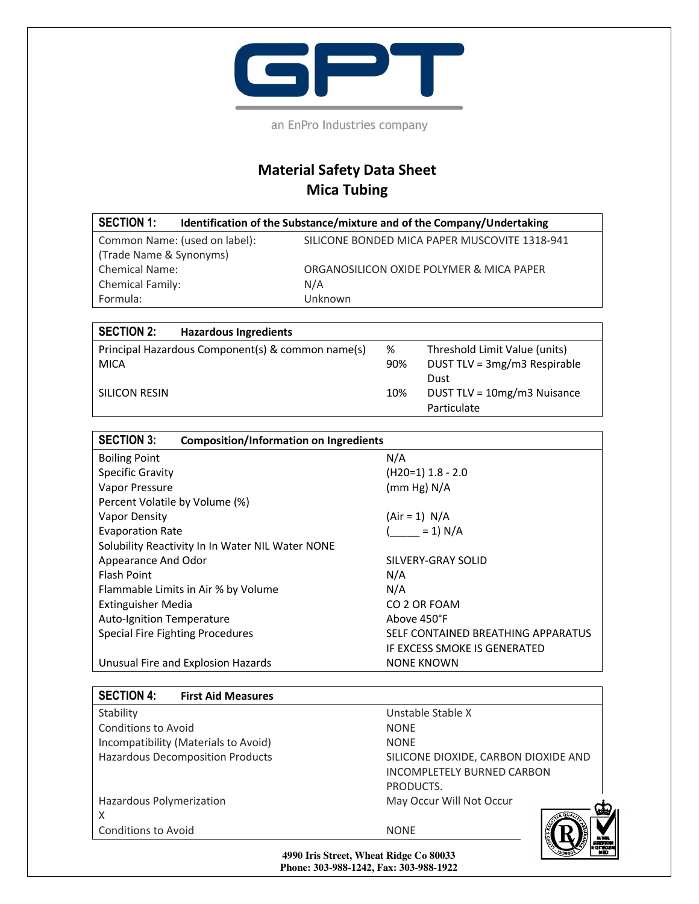GPT

an EnPro Industries company

# Material Safety Data Sheet
# Mica Tubing

| SECTION 1: Identification of the Substance/mixture and of the Company/Undertaking | |
|---|---|
| Common Name: (used on label): (Trade Name & Synonyms) | SILICONE BONDED MICA PAPER MUSCOVITE 1318-941 |
| Chemical Name: | ORGANOSILICON OXIDE POLYMER & MICA PAPER |
| Chemical Family: | N/A |
| Formula: | Unknown |

| SECTION 2: Hazardous Ingredients | | |
|---|---|---|
| Principal Hazardous Component(s) & common name(s) | % | Threshold Limit Value (units) |
| MICA | 90% | DUST TLV = 3mg/m3 Respirable Dust |
| SILICON RESIN | 10% | DUST TLV = 10mg/m3 Nuisance Particulate |

| SECTION 3: Composition/Information on Ingredients | |
|---|---|
| Boiling Point | N/A |
| Specific Gravity | (H20=1) 1.8 - 2.0 |
| Vapor Pressure | (mm Hg) N/A |
| Percent Volatile by Volume (%) | |
| Vapor Density | (Air = 1) N/A |
| Evaporation Rate | (_____ = 1) N/A |
| Solubility Reactivity In In Water NIL Water NONE | |
| Appearance And Odor | SILVERY-GRAY SOLID |
| Flash Point | N/A |
| Flammable Limits in Air % by Volume | N/A |
| Extinguisher Media | CO 2 OR FOAM |
| Auto-Ignition Temperature | Above 450°F |
| Special Fire Fighting Procedures | SELF CONTAINED BREATHING APPARATUS IF EXCESS SMOKE IS GENERATED |
| Unusual Fire and Explosion Hazards | NONE KNOWN |

| SECTION 4: First Aid Measures | |
|---|---|
| Stability | Unstable Stable X |
| Conditions to Avoid | NONE |
| Incompatibility (Materials to Avoid) | NONE |
| Hazardous Decomposition Products | SILICONE DIOXIDE, CARBON DIOXIDE AND INCOMPLETELY BURNED CARBON PRODUCTS. |
| Hazardous Polymerization X | May Occur Will Not Occur |
| Conditions to Avoid | NONE |

**4990 Iris Street, Wheat Ridge Co 80033**
**Phone: 303-988-1242, Fax: 303-988-1922**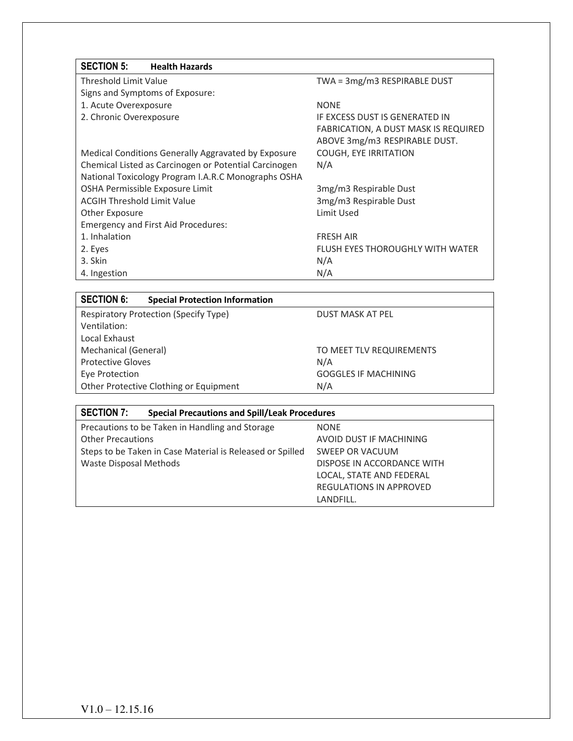| **SECTION 5:** **Health Hazards** | |
|---|---|
| Threshold Limit Value | TWA = 3mg/m3 RESPIRABLE DUST |
| Signs and Symptoms of Exposure: | |
| 1. Acute Overexposure | NONE |
| 2. Chronic Overexposure | IF EXCESS DUST IS GENERATED IN FABRICATION, A DUST MASK IS REQUIRED ABOVE 3mg/m3 RESPIRABLE DUST. |
| Medical Conditions Generally Aggravated by Exposure | COUGH, EYE IRRITATION |
| Chemical Listed as Carcinogen or Potential Carcinogen National Toxicology Program I.A.R.C Monographs OSHA | N/A |
| OSHA Permissible Exposure Limit | 3mg/m3 Respirable Dust |
| ACGIH Threshold Limit Value | 3mg/m3 Respirable Dust |
| Other Exposure | Limit Used |
| Emergency and First Aid Procedures: | |
| 1. Inhalation | FRESH AIR |
| 2. Eyes | FLUSH EYES THOROUGHLY WITH WATER |
| 3. Skin | N/A |
| 4. Ingestion | N/A |

| **SECTION 6:** **Special Protection Information** | |
|---|---|
| Respiratory Protection (Specify Type) | DUST MASK AT PEL |
| Ventilation: | |
| Local Exhaust | |
| Mechanical (General) | TO MEET TLV REQUIREMENTS |
| Protective Gloves | N/A |
| Eye Protection | GOGGLES IF MACHINING |
| Other Protective Clothing or Equipment | N/A |

| **SECTION 7:** **Special Precautions and Spill/Leak Procedures** | |
|---|---|
| Precautions to be Taken in Handling and Storage | NONE |
| Other Precautions | AVOID DUST IF MACHINING |
| Steps to be Taken in Case Material is Released or Spilled | SWEEP OR VACUUM |
| Waste Disposal Methods | DISPOSE IN ACCORDANCE WITH LOCAL, STATE AND FEDERAL REGULATIONS IN APPROVED LANDFILL. |

V1.0 – 12.15.16